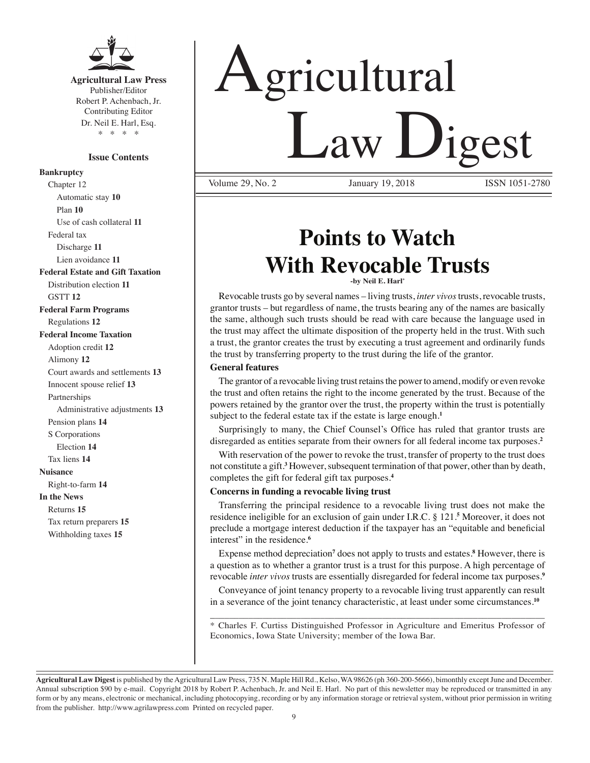**Agricultural Law Press**
Publisher/Editor
Robert P. Achenbach, Jr.
Contributing Editor
Dr. Neil E. Harl, Esq.
\* \* \* \*

**Issue Contents**

**Bankruptcy**
- Chapter 12
  - Automatic stay **10**
  - Plan **10**
  - Use of cash collateral **11**
- Federal tax
  - Discharge **11**
  - Lien avoidance **11**

**Federal Estate and Gift Taxation**
- Distribution election **11**
- GSTT **12**

**Federal Farm Programs**
- Regulations **12**

**Federal Income Taxation**
- Adoption credit **12**
- Alimony **12**
- Court awards and settlements **13**
- Innocent spouse relief **13**
- Partnerships
  - Administrative adjustments **13**
- Pension plans **14**
- S Corporations
  - Election **14**
- Tax liens **14**

**Nuisance**
- Right-to-farm **14**

**In the News**
- Returns **15**
- Tax return preparers **15**
- Withholding taxes **15**

# Agricultural Law Digest

Volume 29, No. 2 January 19, 2018 ISSN 1051-2780

## Points to Watch With Revocable Trusts

**-by Neil E. Harl\***

Revocable trusts go by several names – living trusts, *inter vivos* trusts, revocable trusts, grantor trusts – but regardless of name, the trusts bearing any of the names are basically the same, although such trusts should be read with care because the language used in the trust may affect the ultimate disposition of the property held in the trust. With such a trust, the grantor creates the trust by executing a trust agreement and ordinarily funds the trust by transferring property to the trust during the life of the grantor.

### General features

The grantor of a revocable living trust retains the power to amend, modify or even revoke the trust and often retains the right to the income generated by the trust. Because of the powers retained by the grantor over the trust, the property within the trust is potentially subject to the federal estate tax if the estate is large enough.[1]

Surprisingly to many, the Chief Counsel's Office has ruled that grantor trusts are disregarded as entities separate from their owners for all federal income tax purposes.[2]

With reservation of the power to revoke the trust, transfer of property to the trust does not constitute a gift.[3] However, subsequent termination of that power, other than by death, completes the gift for federal gift tax purposes.[4]

### Concerns in funding a revocable living trust

Transferring the principal residence to a revocable living trust does not make the residence ineligible for an exclusion of gain under I.R.C. § 121.[5] Moreover, it does not preclude a mortgage interest deduction if the taxpayer has an "equitable and beneficial interest" in the residence.[6]

Expense method depreciation[7] does not apply to trusts and estates.[8] However, there is a question as to whether a grantor trust is a trust for this purpose. A high percentage of revocable *inter vivos* trusts are essentially disregarded for federal income tax purposes.[9]

Conveyance of joint tenancy property to a revocable living trust apparently can result in a severance of the joint tenancy characteristic, at least under some circumstances.[10]

---

\* Charles F. Curtiss Distinguished Professor in Agriculture and Emeritus Professor of Economics, Iowa State University; member of the Iowa Bar.

**Agricultural Law Digest** is published by the Agricultural Law Press, 735 N. Maple Hill Rd., Kelso, WA 98626 (ph 360-200-5666), bimonthly except June and December. Annual subscription $90 by e-mail. Copyright 2018 by Robert P. Achenbach, Jr. and Neil E. Harl. No part of this newsletter may be reproduced or transmitted in any form or by any means, electronic or mechanical, including photocopying, recording or by any information storage or retrieval system, without prior permission in writing from the publisher. http://www.agrilawpress.com Printed on recycled paper.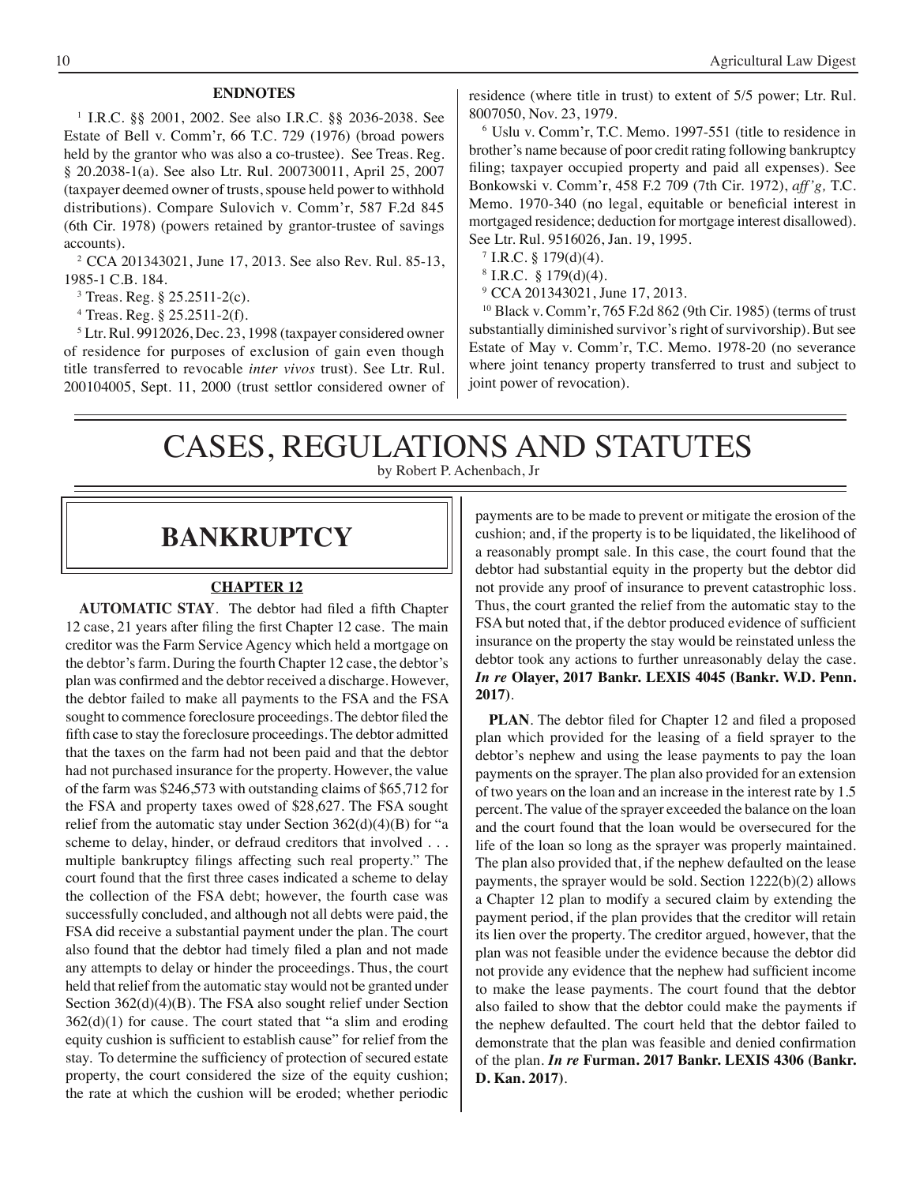## ENDNOTES

[1] I.R.C. §§ 2001, 2002. See also I.R.C. §§ 2036-2038. See Estate of Bell v. Comm'r, 66 T.C. 729 (1976) (broad powers held by the grantor who was also a co-trustee). See Treas. Reg. § 20.2038-1(a). See also Ltr. Rul. 200730011, April 25, 2007 (taxpayer deemed owner of trusts, spouse held power to withhold distributions). Compare Sulovich v. Comm'r, 587 F.2d 845 (6th Cir. 1978) (powers retained by grantor-trustee of savings accounts).

[2] CCA 201343021, June 17, 2013. See also Rev. Rul. 85-13, 1985-1 C.B. 184.

[3] Treas. Reg. § 25.2511-2(c).

[4] Treas. Reg. § 25.2511-2(f).

[5] Ltr. Rul. 9912026, Dec. 23, 1998 (taxpayer considered owner of residence for purposes of exclusion of gain even though title transferred to revocable *inter vivos* trust). See Ltr. Rul. 200104005, Sept. 11, 2000 (trust settlor considered owner of residence (where title in trust) to extent of 5/5 power; Ltr. Rul. 8007050, Nov. 23, 1979.

[6] Uslu v. Comm'r, T.C. Memo. 1997-551 (title to residence in brother's name because of poor credit rating following bankruptcy filing; taxpayer occupied property and paid all expenses). See Bonkowski v. Comm'r, 458 F.2 709 (7th Cir. 1972), *aff'g,* T.C. Memo. 1970-340 (no legal, equitable or beneficial interest in mortgaged residence; deduction for mortgage interest disallowed). See Ltr. Rul. 9516026, Jan. 19, 1995.

[7] I.R.C. § 179(d)(4).

[8] I.R.C. § 179(d)(4).

[9] CCA 201343021, June 17, 2013.

[10] Black v. Comm'r, 765 F.2d 862 (9th Cir. 1985) (terms of trust substantially diminished survivor's right of survivorship). But see Estate of May v. Comm'r, T.C. Memo. 1978-20 (no severance where joint tenancy property transferred to trust and subject to joint power of revocation).

# CASES, REGULATIONS AND STATUTES

by Robert P. Achenbach, Jr

## BANKRUPTCY

### CHAPTER 12

**AUTOMATIC STAY**. The debtor had filed a fifth Chapter 12 case, 21 years after filing the first Chapter 12 case. The main creditor was the Farm Service Agency which held a mortgage on the debtor's farm. During the fourth Chapter 12 case, the debtor's plan was confirmed and the debtor received a discharge. However, the debtor failed to make all payments to the FSA and the FSA sought to commence foreclosure proceedings. The debtor filed the fifth case to stay the foreclosure proceedings. The debtor admitted that the taxes on the farm had not been paid and that the debtor had not purchased insurance for the property. However, the value of the farm was $246,573 with outstanding claims of $65,712 for the FSA and property taxes owed of $28,627. The FSA sought relief from the automatic stay under Section 362(d)(4)(B) for "a scheme to delay, hinder, or defraud creditors that involved . . . multiple bankruptcy filings affecting such real property." The court found that the first three cases indicated a scheme to delay the collection of the FSA debt; however, the fourth case was successfully concluded, and although not all debts were paid, the FSA did receive a substantial payment under the plan. The court also found that the debtor had timely filed a plan and not made any attempts to delay or hinder the proceedings. Thus, the court held that relief from the automatic stay would not be granted under Section 362(d)(4)(B). The FSA also sought relief under Section 362(d)(1) for cause. The court stated that "a slim and eroding equity cushion is sufficient to establish cause" for relief from the stay. To determine the sufficiency of protection of secured estate property, the court considered the size of the equity cushion; the rate at which the cushion will be eroded; whether periodic payments are to be made to prevent or mitigate the erosion of the cushion; and, if the property is to be liquidated, the likelihood of a reasonably prompt sale. In this case, the court found that the debtor had substantial equity in the property but the debtor did not provide any proof of insurance to prevent catastrophic loss. Thus, the court granted the relief from the automatic stay to the FSA but noted that, if the debtor produced evidence of sufficient insurance on the property the stay would be reinstated unless the debtor took any actions to further unreasonably delay the case. ***In re* Olayer, 2017 Bankr. LEXIS 4045 (Bankr. W.D. Penn. 2017)**.

**PLAN**. The debtor filed for Chapter 12 and filed a proposed plan which provided for the leasing of a field sprayer to the debtor's nephew and using the lease payments to pay the loan payments on the sprayer. The plan also provided for an extension of two years on the loan and an increase in the interest rate by 1.5 percent. The value of the sprayer exceeded the balance on the loan and the court found that the loan would be oversecured for the life of the loan so long as the sprayer was properly maintained. The plan also provided that, if the nephew defaulted on the lease payments, the sprayer would be sold. Section 1222(b)(2) allows a Chapter 12 plan to modify a secured claim by extending the payment period, if the plan provides that the creditor will retain its lien over the property. The creditor argued, however, that the plan was not feasible under the evidence because the debtor did not provide any evidence that the nephew had sufficient income to make the lease payments. The court found that the debtor also failed to show that the debtor could make the payments if the nephew defaulted. The court held that the debtor failed to demonstrate that the plan was feasible and denied confirmation of the plan. ***In re* Furman. 2017 Bankr. LEXIS 4306 (Bankr. D. Kan. 2017)**.